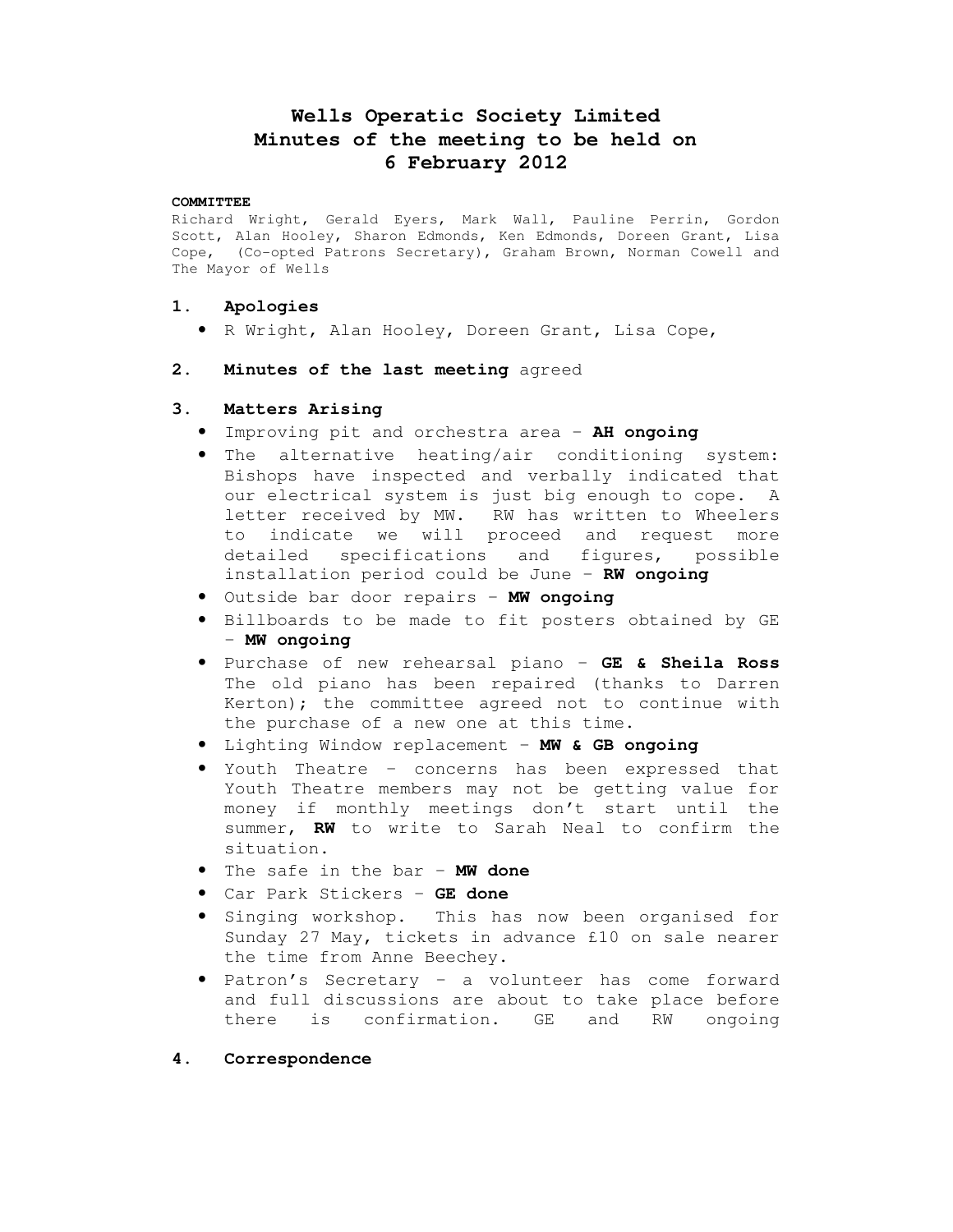# Wells Operatic Society Limited
# Minutes of the meeting to be held on
# 6 February 2012

**COMMITTEE**
Richard Wright, Gerald Eyers, Mark Wall, Pauline Perrin, Gordon Scott, Alan Hooley, Sharon Edmonds, Ken Edmonds, Doreen Grant, Lisa Cope, (Co-opted Patrons Secretary), Graham Brown, Norman Cowell and The Mayor of Wells

## 1. Apologies

- R Wright, Alan Hooley, Doreen Grant, Lisa Cope,

## 2. Minutes of the last meeting agreed

## 3. Matters Arising

- Improving pit and orchestra area – **AH ongoing**
- The alternative heating/air conditioning system: Bishops have inspected and verbally indicated that our electrical system is just big enough to cope. A letter received by MW. RW has written to Wheelers to indicate we will proceed and request more detailed specifications and figures, possible installation period could be June – **RW ongoing**
- Outside bar door repairs – **MW ongoing**
- Billboards to be made to fit posters obtained by GE – **MW ongoing**
- Purchase of new rehearsal piano – **GE & Sheila Ross** The old piano has been repaired (thanks to Darren Kerton); the committee agreed not to continue with the purchase of a new one at this time.
- Lighting Window replacement – **MW & GB ongoing**
- Youth Theatre – concerns has been expressed that Youth Theatre members may not be getting value for money if monthly meetings don't start until the summer, **RW** to write to Sarah Neal to confirm the situation.
- The safe in the bar – **MW done**
- Car Park Stickers – **GE done**
- Singing workshop. This has now been organised for Sunday 27 May, tickets in advance £10 on sale nearer the time from Anne Beechey.
- Patron's Secretary – a volunteer has come forward and full discussions are about to take place before there is confirmation. GE and RW ongoing

## 4. Correspondence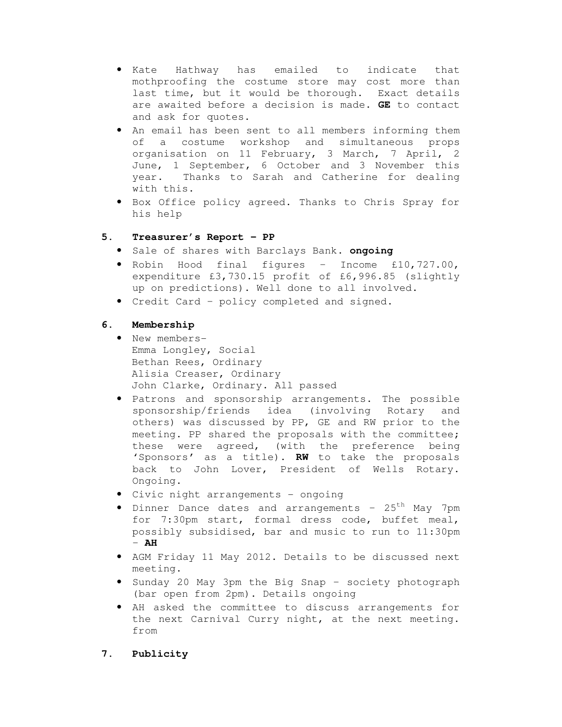- Kate Hathway has emailed to indicate that mothproofing the costume store may cost more than last time, but it would be thorough. Exact details are awaited before a decision is made. **GE** to contact and ask for quotes.
- An email has been sent to all members informing them of a costume workshop and simultaneous props organisation on 11 February, 3 March, 7 April, 2 June, 1 September, 6 October and 3 November this year. Thanks to Sarah and Catherine for dealing with this.
- Box Office policy agreed. Thanks to Chris Spray for his help

## 5. Treasurer's Report – PP

- Sale of shares with Barclays Bank. **ongoing**
- Robin Hood final figures – Income £10,727.00, expenditure £3,730.15 profit of £6,996.85 (slightly up on predictions). Well done to all involved.
- Credit Card – policy completed and signed.

## 6. Membership

- New members–
  Emma Longley, Social
  Bethan Rees, Ordinary
  Alisia Creaser, Ordinary
  John Clarke, Ordinary. All passed
- Patrons and sponsorship arrangements. The possible sponsorship/friends idea (involving Rotary and others) was discussed by PP, GE and RW prior to the meeting. PP shared the proposals with the committee; these were agreed, (with the preference being 'Sponsors' as a title). **RW** to take the proposals back to John Lover, President of Wells Rotary. Ongoing.
- Civic night arrangements – ongoing
- Dinner Dance dates and arrangements – 25th May 7pm for 7:30pm start, formal dress code, buffet meal, possibly subsidised, bar and music to run to 11:30pm – **AH**
- AGM Friday 11 May 2012. Details to be discussed next meeting.
- Sunday 20 May 3pm the Big Snap – society photograph (bar open from 2pm). Details ongoing
- AH asked the committee to discuss arrangements for the next Carnival Curry night, at the next meeting. from

## 7. Publicity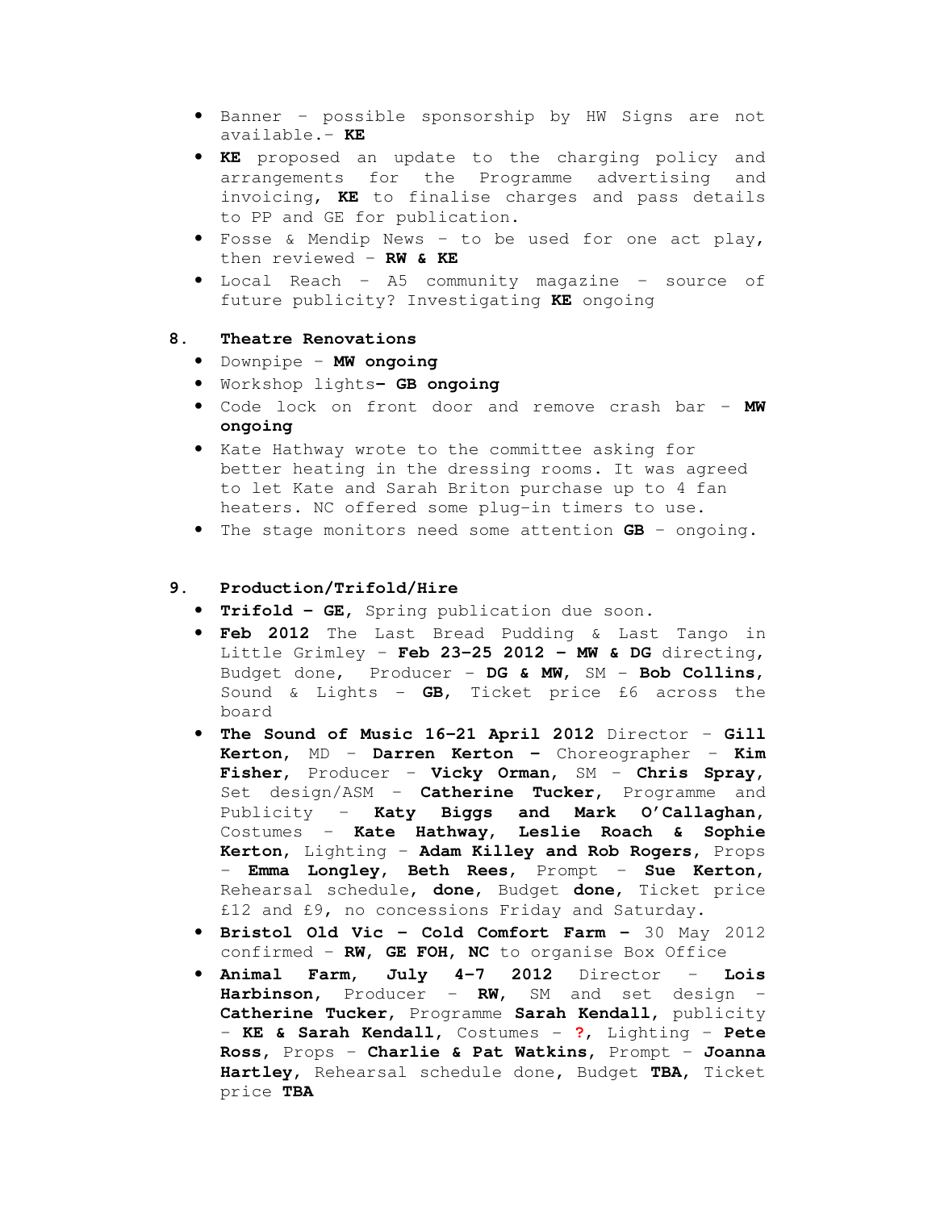- Banner – possible sponsorship by HW Signs are not available.– **KE**
- **KE** proposed an update to the charging policy and arrangements for the Programme advertising and invoicing, **KE** to finalise charges and pass details to PP and GE for publication.
- Fosse & Mendip News – to be used for one act play, then reviewed – **RW & KE**
- Local Reach – A5 community magazine – source of future publicity? Investigating **KE** ongoing

## 8. Theatre Renovations

- Downpipe – **MW ongoing**
- Workshop lights**– GB ongoing**
- Code lock on front door and remove crash bar – **MW ongoing**
- Kate Hathway wrote to the committee asking for better heating in the dressing rooms. It was agreed to let Kate and Sarah Briton purchase up to 4 fan heaters. NC offered some plug-in timers to use.
- The stage monitors need some attention **GB** – ongoing.

## 9. Production/Trifold/Hire

- **Trifold – GE**, Spring publication due soon.
- **Feb 2012** The Last Bread Pudding & Last Tango in Little Grimley – **Feb 23-25 2012 – MW & DG** directing, Budget done, Producer – **DG & MW**, SM – **Bob Collins**, Sound & Lights – **GB**, Ticket price £6 across the board
- **The Sound of Music 16-21 April 2012** Director – **Gill Kerton**, MD – **Darren Kerton –** Choreographer – **Kim Fisher**, Producer – **Vicky Orman**, SM – **Chris Spray**, Set design/ASM – **Catherine Tucker**, Programme and Publicity – **Katy Biggs and Mark O'Callaghan**, Costumes – **Kate Hathway, Leslie Roach & Sophie Kerton**, Lighting – **Adam Killey and Rob Rogers**, Props – **Emma Longley, Beth Rees**, Prompt – **Sue Kerton**, Rehearsal schedule, **done**, Budget **done**, Ticket price £12 and £9, no concessions Friday and Saturday.
- **Bristol Old Vic – Cold Comfort Farm –** 30 May 2012 confirmed – **RW, GE FOH, NC** to organise Box Office
- **Animal Farm, July 4-7 2012** Director – **Lois Harbinson**, Producer – **RW**, SM and set design – **Catherine Tucker**, Programme **Sarah Kendall**, publicity – **KE & Sarah Kendall**, Costumes – **?**, Lighting – **Pete Ross**, Props – **Charlie & Pat Watkins**, Prompt – **Joanna Hartley**, Rehearsal schedule done, Budget **TBA**, Ticket price **TBA**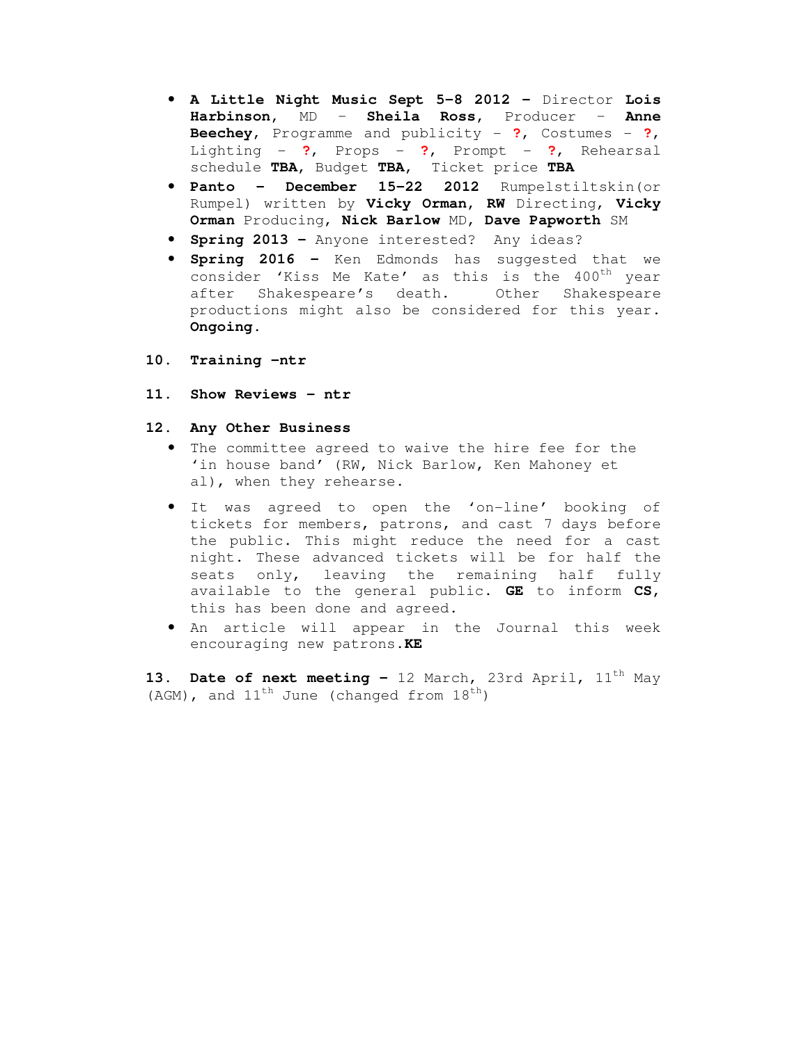- **A Little Night Music Sept 5-8 2012 –** Director **Lois Harbinson**, MD – **Sheila Ross**, Producer – **Anne Beechey**, Programme and publicity – **?**, Costumes – **?**, Lighting – **?**, Props – **?**, Prompt – **?**, Rehearsal schedule **TBA**, Budget **TBA**, Ticket price **TBA**
- **Panto – December 15-22 2012** Rumpelstiltskin(or Rumpel) written by **Vicky Orman**, **RW** Directing, **Vicky Orman** Producing, **Nick Barlow** MD, **Dave Papworth** SM
- **Spring 2013 –** Anyone interested? Any ideas?
- **Spring 2016 –** Ken Edmonds has suggested that we consider 'Kiss Me Kate' as this is the 400th year after Shakespeare's death. Other Shakespeare productions might also be considered for this year. **Ongoing.**

**10. Training –ntr**

**11. Show Reviews – ntr**

**12. Any Other Business**

- The committee agreed to waive the hire fee for the 'in house band' (RW, Nick Barlow, Ken Mahoney et al), when they rehearse.
- It was agreed to open the 'on-line' booking of tickets for members, patrons, and cast 7 days before the public. This might reduce the need for a cast night. These advanced tickets will be for half the seats only, leaving the remaining half fully available to the general public. **GE** to inform **CS**, this has been done and agreed.
- An article will appear in the Journal this week encouraging new patrons.**KE**

**13. Date of next meeting –** 12 March, 23rd April, 11th May (AGM), and 11th June (changed from 18th)